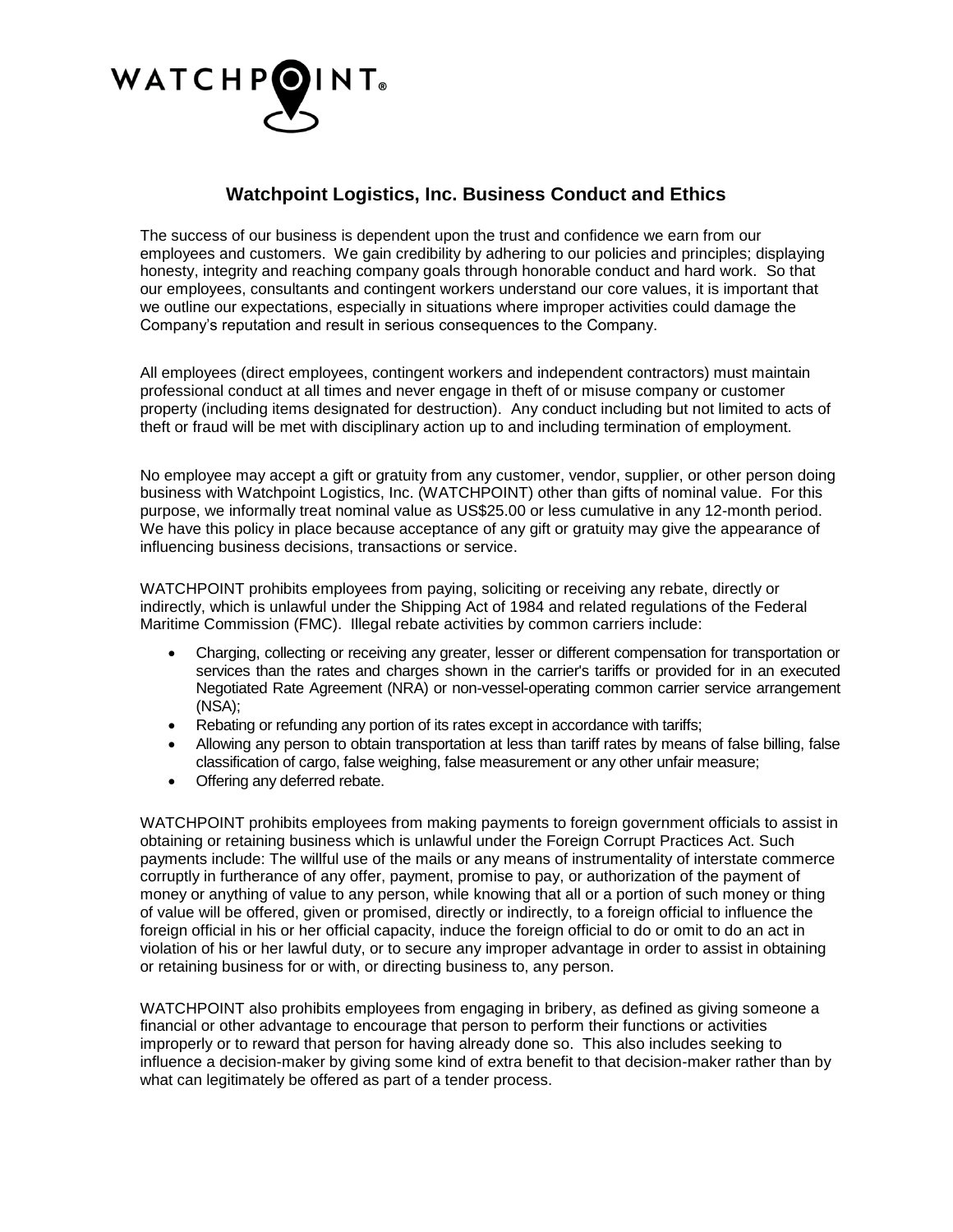WATCHPOINT®

# Watchpoint Logistics, Inc. Business Conduct and Ethics

The success of our business is dependent upon the trust and confidence we earn from our employees and customers. We gain credibility by adhering to our policies and principles; displaying honesty, integrity and reaching company goals through honorable conduct and hard work. So that our employees, consultants and contingent workers understand our core values, it is important that we outline our expectations, especially in situations where improper activities could damage the Company's reputation and result in serious consequences to the Company.

All employees (direct employees, contingent workers and independent contractors) must maintain professional conduct at all times and never engage in theft of or misuse company or customer property (including items designated for destruction). Any conduct including but not limited to acts of theft or fraud will be met with disciplinary action up to and including termination of employment.

No employee may accept a gift or gratuity from any customer, vendor, supplier, or other person doing business with Watchpoint Logistics, Inc. (WATCHPOINT) other than gifts of nominal value. For this purpose, we informally treat nominal value as US$25.00 or less cumulative in any 12-month period. We have this policy in place because acceptance of any gift or gratuity may give the appearance of influencing business decisions, transactions or service.

WATCHPOINT prohibits employees from paying, soliciting or receiving any rebate, directly or indirectly, which is unlawful under the Shipping Act of 1984 and related regulations of the Federal Maritime Commission (FMC). Illegal rebate activities by common carriers include:

- Charging, collecting or receiving any greater, lesser or different compensation for transportation or services than the rates and charges shown in the carrier's tariffs or provided for in an executed Negotiated Rate Agreement (NRA) or non-vessel-operating common carrier service arrangement (NSA);
- Rebating or refunding any portion of its rates except in accordance with tariffs;
- Allowing any person to obtain transportation at less than tariff rates by means of false billing, false classification of cargo, false weighing, false measurement or any other unfair measure;
- Offering any deferred rebate.

WATCHPOINT prohibits employees from making payments to foreign government officials to assist in obtaining or retaining business which is unlawful under the Foreign Corrupt Practices Act. Such payments include: The willful use of the mails or any means of instrumentality of interstate commerce corruptly in furtherance of any offer, payment, promise to pay, or authorization of the payment of money or anything of value to any person, while knowing that all or a portion of such money or thing of value will be offered, given or promised, directly or indirectly, to a foreign official to influence the foreign official in his or her official capacity, induce the foreign official to do or omit to do an act in violation of his or her lawful duty, or to secure any improper advantage in order to assist in obtaining or retaining business for or with, or directing business to, any person.

WATCHPOINT also prohibits employees from engaging in bribery, as defined as giving someone a financial or other advantage to encourage that person to perform their functions or activities improperly or to reward that person for having already done so. This also includes seeking to influence a decision-maker by giving some kind of extra benefit to that decision-maker rather than by what can legitimately be offered as part of a tender process.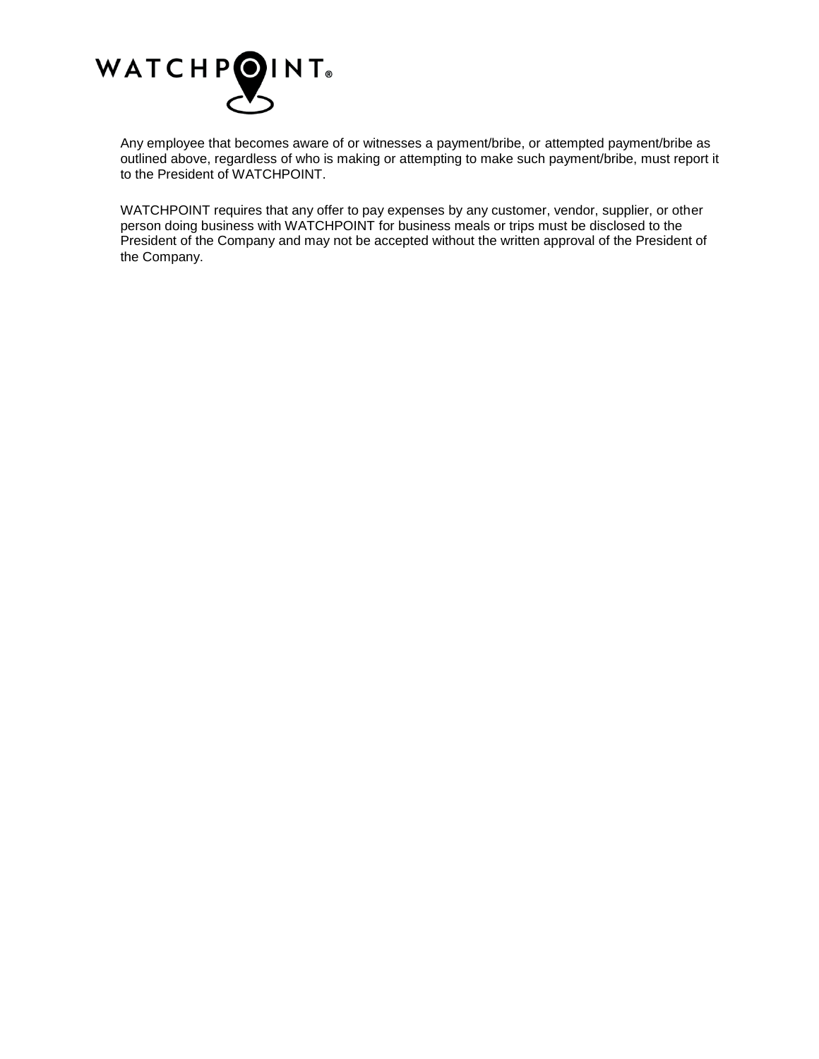Any employee that becomes aware of or witnesses a payment/bribe, or attempted payment/bribe as outlined above, regardless of who is making or attempting to make such payment/bribe, must report it to the President of WATCHPOINT.

WATCHPOINT requires that any offer to pay expenses by any customer, vendor, supplier, or other person doing business with WATCHPOINT for business meals or trips must be disclosed to the President of the Company and may not be accepted without the written approval of the President of the Company.